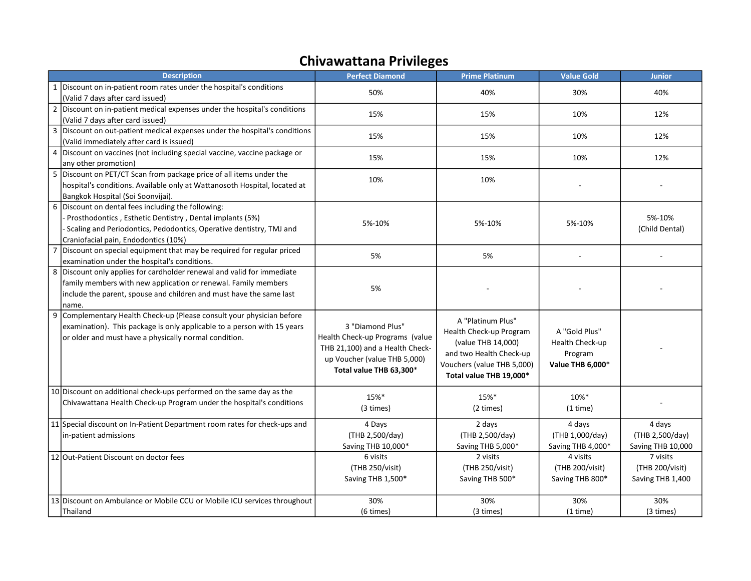# Chivawattana Privileges

| | Description | Perfect Diamond | Prime Platinum | Value Gold | Junior |
|---|---|---|---|---|---|
| 1 | Discount on in-patient room rates under the hospital's conditions (Valid 7 days after card issued) | 50% | 40% | 30% | 40% |
| 2 | Discount on in-patient medical expenses under the hospital's conditions (Valid 7 days after card issued) | 15% | 15% | 10% | 12% |
| 3 | Discount on out-patient medical expenses under the hospital's conditions (Valid immediately after card is issued) | 15% | 15% | 10% | 12% |
| 4 | Discount on vaccines (not including special vaccine, vaccine package or any other promotion) | 15% | 15% | 10% | 12% |
| 5 | Discount on PET/CT Scan from package price of all items under the hospital's conditions. Available only at Wattanosoth Hospital, located at Bangkok Hospital (Soi Soonvijai). | 10% | 10% | - | - |
| 6 | Discount on dental fees including the following:<br>- Prosthodontics , Esthetic Dentistry , Dental implants (5%)<br>- Scaling and Periodontics, Pedodontics, Operative dentistry, TMJ and Craniofacial pain, Endodontics (10%) | 5%-10% | 5%-10% | 5%-10% | 5%-10%<br>(Child Dental) |
| 7 | Discount on special equipment that may be required for regular priced examination under the hospital's conditions. | 5% | 5% | - | - |
| 8 | Discount only applies for cardholder renewal and valid for immediate family members with new application or renewal. Family members include the parent, spouse and children and must have the same last name. | 5% | - | - | - |
| 9 | Complementary Health Check-up (Please consult your physician before examination). This package is only applicable to a person with 15 years or older and must have a physically normal condition. | 3 "Diamond Plus" Health Check-up Programs (value THB 21,100) and a Health Check-up Voucher (value THB 5,000)<br>**Total value THB 63,300*** | A "Platinum Plus" Health Check-up Program (value THB 14,000) and two Health Check-up Vouchers (value THB 5,000)<br>**Total value THB 19,000*** | A "Gold Plus" Health Check-up Program<br>**Value THB 6,000*** | - |
| 10 | Discount on additional check-ups performed on the same day as the Chivawattana Health Check-up Program under the hospital's conditions | 15%*<br>(3 times) | 15%*<br>(2 times) | 10%*<br>(1 time) | - |
| 11 | Special discount on In-Patient Department room rates for check-ups and in-patient admissions | 4 Days<br>(THB 2,500/day)<br>Saving THB 10,000* | 2 days<br>(THB 2,500/day)<br>Saving THB 5,000* | 4 days<br>(THB 1,000/day)<br>Saving THB 4,000* | 4 days<br>(THB 2,500/day)<br>Saving THB 10,000 |
| 12 | Out-Patient Discount on doctor fees | 6 visits<br>(THB 250/visit)<br>Saving THB 1,500* | 2 visits<br>(THB 250/visit)<br>Saving THB 500* | 4 visits<br>(THB 200/visit)<br>Saving THB 800* | 7 visits<br>(THB 200/visit)<br>Saving THB 1,400 |
| 13 | Discount on Ambulance or Mobile CCU or Mobile ICU services throughout Thailand | 30%<br>(6 times) | 30%<br>(3 times) | 30%<br>(1 time) | 30%<br>(3 times) |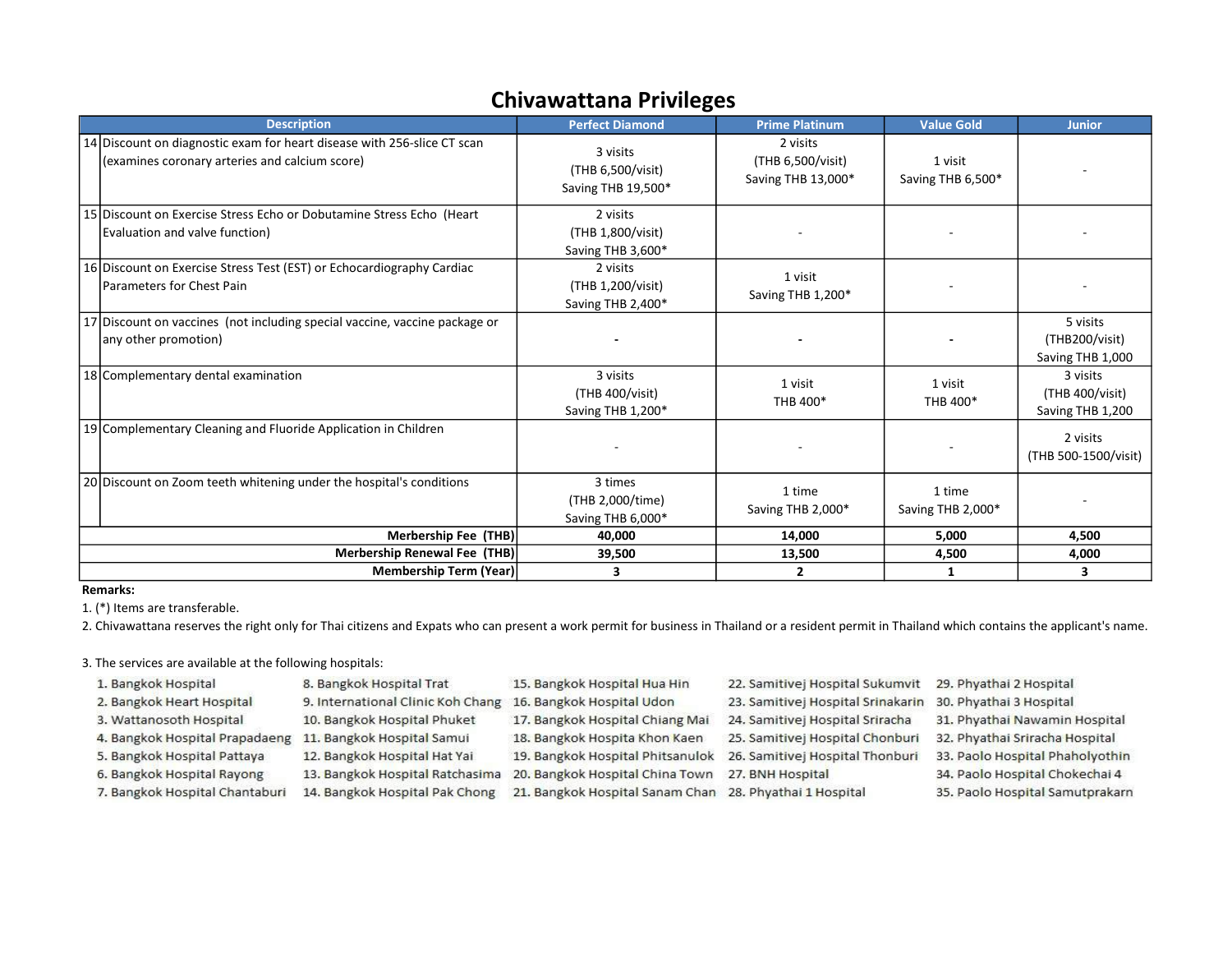# Chivawattana Privileges

| | Description | Perfect Diamond | Prime Platinum | Value Gold | Junior |
|---|---|---|---|---|---|
| 14 | Discount on diagnostic exam for heart disease with 256-slice CT scan (examines coronary arteries and calcium score) | 3 visits (THB 6,500/visit) Saving THB 19,500* | 2 visits (THB 6,500/visit) Saving THB 13,000* | 1 visit Saving THB 6,500* | - |
| 15 | Discount on Exercise Stress Echo or Dobutamine Stress Echo (Heart Evaluation and valve function) | 2 visits (THB 1,800/visit) Saving THB 3,600* | - | - | - |
| 16 | Discount on Exercise Stress Test (EST) or Echocardiography Cardiac Parameters for Chest Pain | 2 visits (THB 1,200/visit) Saving THB 2,400* | 1 visit Saving THB 1,200* | - | - |
| 17 | Discount on vaccines (not including special vaccine, vaccine package or any other promotion) | - | - | - | 5 visits (THB200/visit) Saving THB 1,000 |
| 18 | Complementary dental examination | 3 visits (THB 400/visit) Saving THB 1,200* | 1 visit THB 400* | 1 visit THB 400* | 3 visits (THB 400/visit) Saving THB 1,200 |
| 19 | Complementary Cleaning and Fluoride Application in Children | - | - | - | 2 visits (THB 500-1500/visit) |
| 20 | Discount on Zoom teeth whitening under the hospital's conditions | 3 times (THB 2,000/time) Saving THB 6,000* | 1 time Saving THB 2,000* | 1 time Saving THB 2,000* | - |
| | **Merbership Fee (THB)** | **40,000** | **14,000** | **5,000** | **4,500** |
| | **Merbership Renewal Fee (THB)** | **39,500** | **13,500** | **4,500** | **4,000** |
| | **Membership Term (Year)** | **3** | **2** | **1** | **3** |

**Remarks:**

1. (*) Items are transferable.
2. Chivawattana reserves the right only for Thai citizens and Expats who can present a work permit for business in Thailand or a resident permit in Thailand which contains the applicant's name.
3. The services are available at the following hospitals:

1. Bangkok Hospital
2. Bangkok Heart Hospital
3. Wattanosoth Hospital
4. Bangkok Hospital Prapadaeng
5. Bangkok Hospital Pattaya
6. Bangkok Hospital Rayong
7. Bangkok Hospital Chantaburi
8. Bangkok Hospital Trat
9. International Clinic Koh Chang
10. Bangkok Hospital Phuket
11. Bangkok Hospital Samui
12. Bangkok Hospital Hat Yai
13. Bangkok Hospital Ratchasima
14. Bangkok Hospital Pak Chong
15. Bangkok Hospital Hua Hin
16. Bangkok Hospital Udon
17. Bangkok Hospital Chiang Mai
18. Bangkok Hospita Khon Kaen
19. Bangkok Hospital Phitsanulok
20. Bangkok Hospital China Town
21. Bangkok Hospital Sanam Chan
22. Samitivej Hospital Sukumvit
23. Samitivej Hospital Srinakarin
24. Samitivej Hospital Sriracha
25. Samitivej Hospital Chonburi
26. Samitivej Hospital Thonburi
27. BNH Hospital
28. Phyathai 1 Hospital
29. Phyathai 2 Hospital
30. Phyathai 3 Hospital
31. Phyathai Nawamin Hospital
32. Phyathai Sriracha Hospital
33. Paolo Hospital Phaholyothin
34. Paolo Hospital Chokechai 4
35. Paolo Hospital Samutprakarn